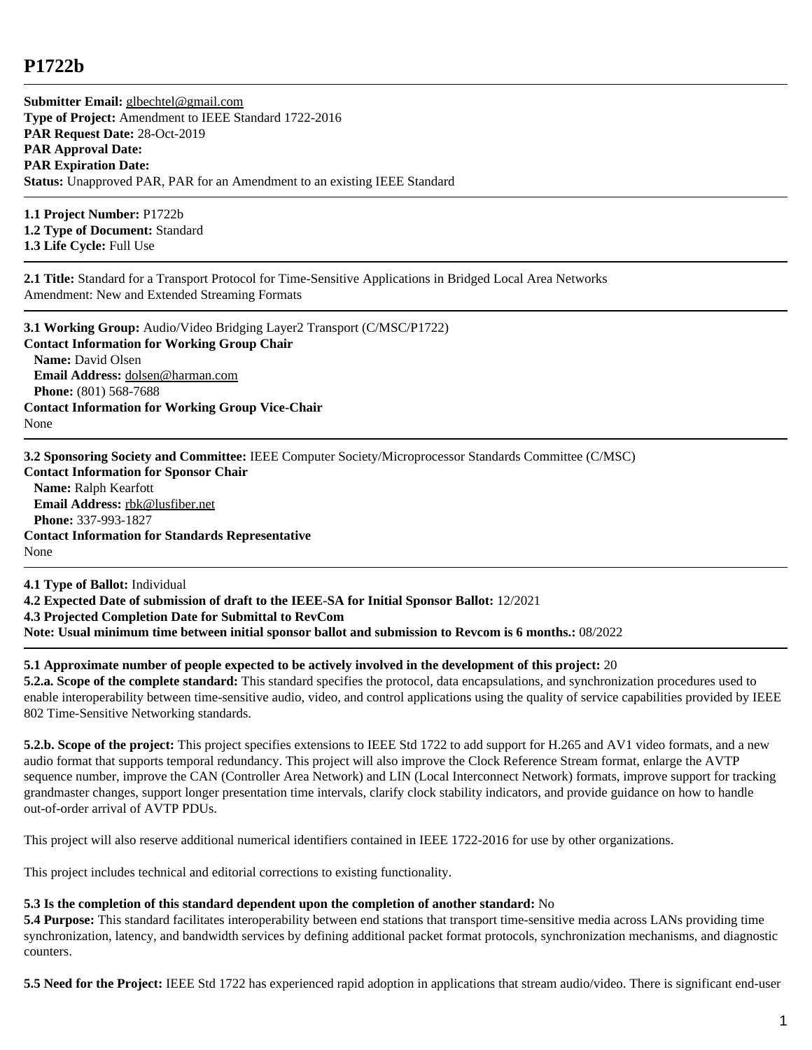# P1722b

**Submitter Email:** glbechtel@gmail.com
**Type of Project:** Amendment to IEEE Standard 1722-2016
**PAR Request Date:** 28-Oct-2019
**PAR Approval Date:**
**PAR Expiration Date:**
**Status:** Unapproved PAR, PAR for an Amendment to an existing IEEE Standard

**1.1 Project Number:** P1722b
**1.2 Type of Document:** Standard
**1.3 Life Cycle:** Full Use

**2.1 Title:** Standard for a Transport Protocol for Time-Sensitive Applications in Bridged Local Area Networks
Amendment: New and Extended Streaming Formats

**3.1 Working Group:** Audio/Video Bridging Layer2 Transport (C/MSC/P1722)
**Contact Information for Working Group Chair**
**Name:** David Olsen
**Email Address:** dolsen@harman.com
**Phone:** (801) 568-7688
**Contact Information for Working Group Vice-Chair**
None

**3.2 Sponsoring Society and Committee:** IEEE Computer Society/Microprocessor Standards Committee (C/MSC)
**Contact Information for Sponsor Chair**
**Name:** Ralph Kearfott
**Email Address:** rbk@lusfiber.net
**Phone:** 337-993-1827
**Contact Information for Standards Representative**
None

**4.1 Type of Ballot:** Individual
**4.2 Expected Date of submission of draft to the IEEE-SA for Initial Sponsor Ballot:** 12/2021
**4.3 Projected Completion Date for Submittal to RevCom**
**Note: Usual minimum time between initial sponsor ballot and submission to Revcom is 6 months.:** 08/2022

**5.1 Approximate number of people expected to be actively involved in the development of this project:** 20
**5.2.a. Scope of the complete standard:** This standard specifies the protocol, data encapsulations, and synchronization procedures used to enable interoperability between time-sensitive audio, video, and control applications using the quality of service capabilities provided by IEEE 802 Time-Sensitive Networking standards.

**5.2.b. Scope of the project:** This project specifies extensions to IEEE Std 1722 to add support for H.265 and AV1 video formats, and a new audio format that supports temporal redundancy. This project will also improve the Clock Reference Stream format, enlarge the AVTP sequence number, improve the CAN (Controller Area Network) and LIN (Local Interconnect Network) formats, improve support for tracking grandmaster changes, support longer presentation time intervals, clarify clock stability indicators, and provide guidance on how to handle out-of-order arrival of AVTP PDUs.

This project will also reserve additional numerical identifiers contained in IEEE 1722-2016 for use by other organizations.

This project includes technical and editorial corrections to existing functionality.

**5.3 Is the completion of this standard dependent upon the completion of another standard:** No
**5.4 Purpose:** This standard facilitates interoperability between end stations that transport time-sensitive media across LANs providing time synchronization, latency, and bandwidth services by defining additional packet format protocols, synchronization mechanisms, and diagnostic counters.

**5.5 Need for the Project:** IEEE Std 1722 has experienced rapid adoption in applications that stream audio/video. There is significant end-user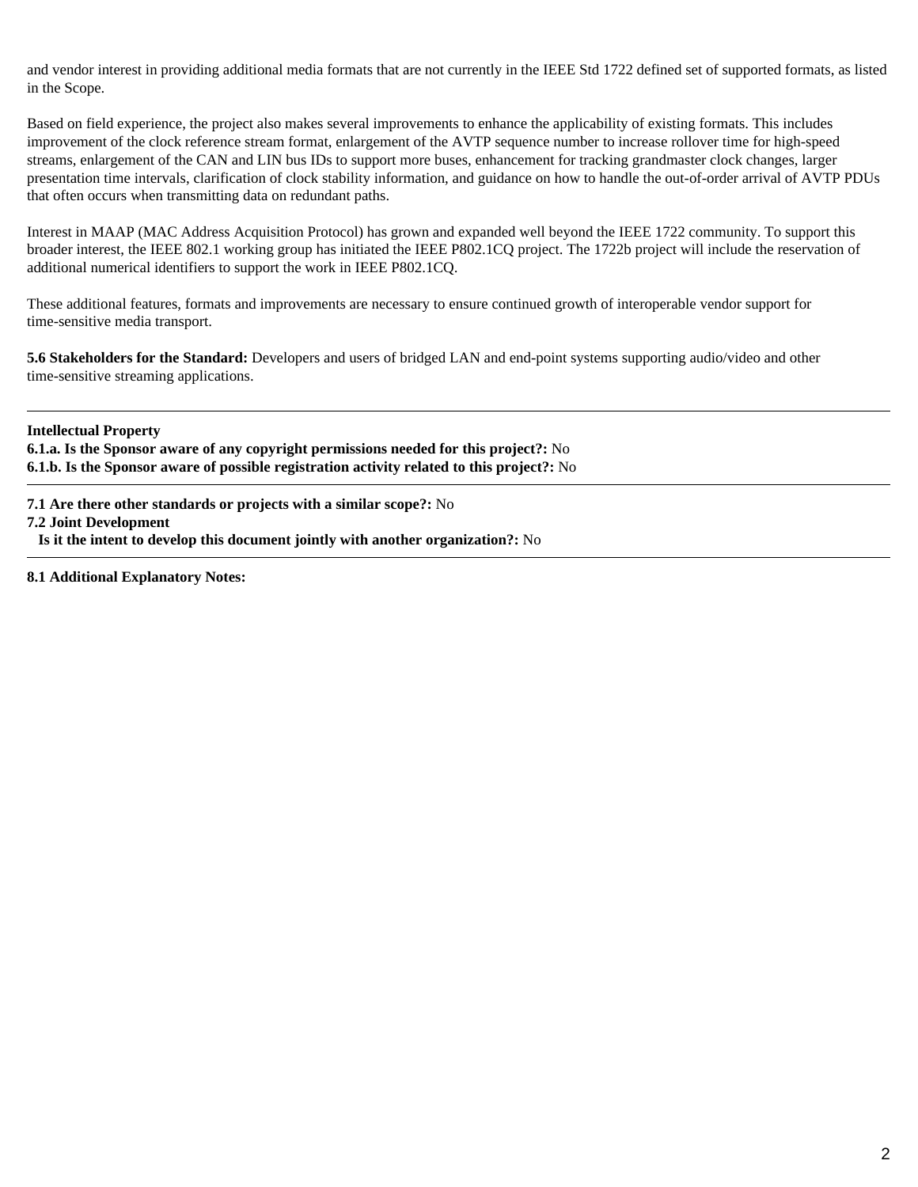and vendor interest in providing additional media formats that are not currently in the IEEE Std 1722 defined set of supported formats, as listed in the Scope.

Based on field experience, the project also makes several improvements to enhance the applicability of existing formats. This includes improvement of the clock reference stream format, enlargement of the AVTP sequence number to increase rollover time for high-speed streams, enlargement of the CAN and LIN bus IDs to support more buses, enhancement for tracking grandmaster clock changes, larger presentation time intervals, clarification of clock stability information, and guidance on how to handle the out-of-order arrival of AVTP PDUs that often occurs when transmitting data on redundant paths.

Interest in MAAP (MAC Address Acquisition Protocol) has grown and expanded well beyond the IEEE 1722 community. To support this broader interest, the IEEE 802.1 working group has initiated the IEEE P802.1CQ project. The 1722b project will include the reservation of additional numerical identifiers to support the work in IEEE P802.1CQ.

These additional features, formats and improvements are necessary to ensure continued growth of interoperable vendor support for time-sensitive media transport.

**5.6 Stakeholders for the Standard:** Developers and users of bridged LAN and end-point systems supporting audio/video and other time-sensitive streaming applications.

---

**Intellectual Property**

**6.1.a. Is the Sponsor aware of any copyright permissions needed for this project?:** No

**6.1.b. Is the Sponsor aware of possible registration activity related to this project?:** No

---

**7.1 Are there other standards or projects with a similar scope?:** No

**7.2 Joint Development**

**Is it the intent to develop this document jointly with another organization?:** No

---

**8.1 Additional Explanatory Notes:**